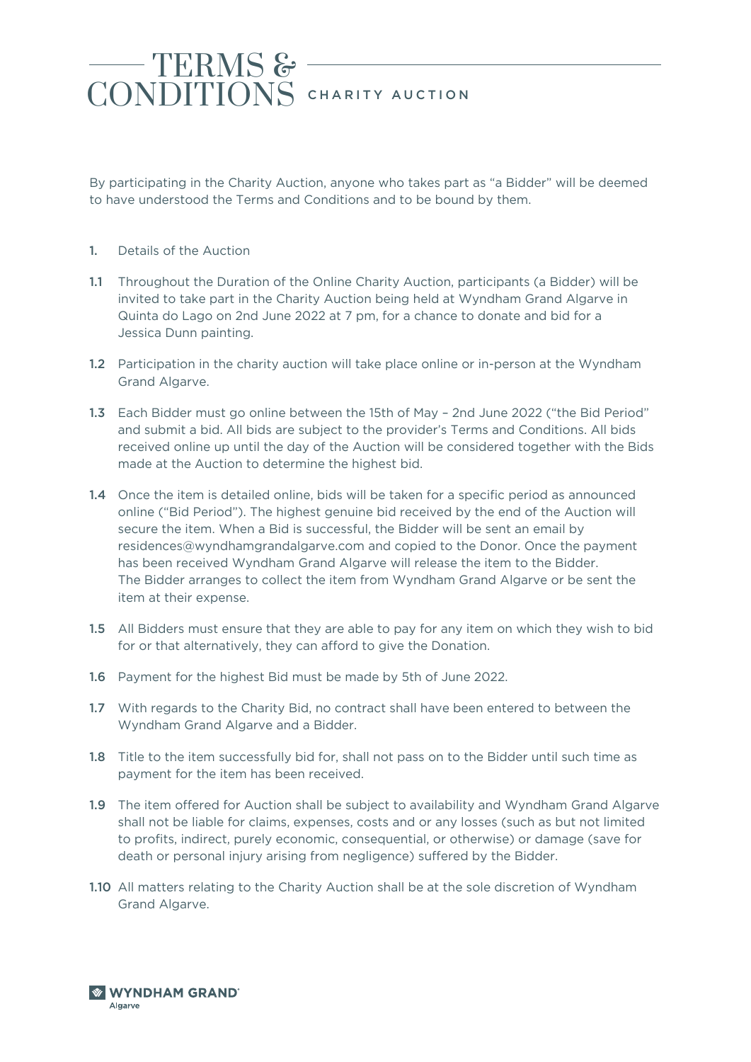# TERMS & CONDITIONS CHARITY AUCTION

By participating in the Charity Auction, anyone who takes part as "a Bidder" will be deemed to have understood the Terms and Conditions and to be bound by them.

**1.** Details of the Auction

**1.1** Throughout the Duration of the Online Charity Auction, participants (a Bidder) will be invited to take part in the Charity Auction being held at Wyndham Grand Algarve in Quinta do Lago on 2nd June 2022 at 7 pm, for a chance to donate and bid for a Jessica Dunn painting.

**1.2** Participation in the charity auction will take place online or in-person at the Wyndham Grand Algarve.

**1.3** Each Bidder must go online between the 15th of May – 2nd June 2022 ("the Bid Period" and submit a bid. All bids are subject to the provider's Terms and Conditions. All bids received online up until the day of the Auction will be considered together with the Bids made at the Auction to determine the highest bid.

**1.4** Once the item is detailed online, bids will be taken for a specific period as announced online ("Bid Period"). The highest genuine bid received by the end of the Auction will secure the item. When a Bid is successful, the Bidder will be sent an email by residences@wyndhamgrandalgarve.com and copied to the Donor. Once the payment has been received Wyndham Grand Algarve will release the item to the Bidder. The Bidder arranges to collect the item from Wyndham Grand Algarve or be sent the item at their expense.

**1.5** All Bidders must ensure that they are able to pay for any item on which they wish to bid for or that alternatively, they can afford to give the Donation.

**1.6** Payment for the highest Bid must be made by 5th of June 2022.

**1.7** With regards to the Charity Bid, no contract shall have been entered to between the Wyndham Grand Algarve and a Bidder.

**1.8** Title to the item successfully bid for, shall not pass on to the Bidder until such time as payment for the item has been received.

**1.9** The item offered for Auction shall be subject to availability and Wyndham Grand Algarve shall not be liable for claims, expenses, costs and or any losses (such as but not limited to profits, indirect, purely economic, consequential, or otherwise) or damage (save for death or personal injury arising from negligence) suffered by the Bidder.

**1.10** All matters relating to the Charity Auction shall be at the sole discretion of Wyndham Grand Algarve.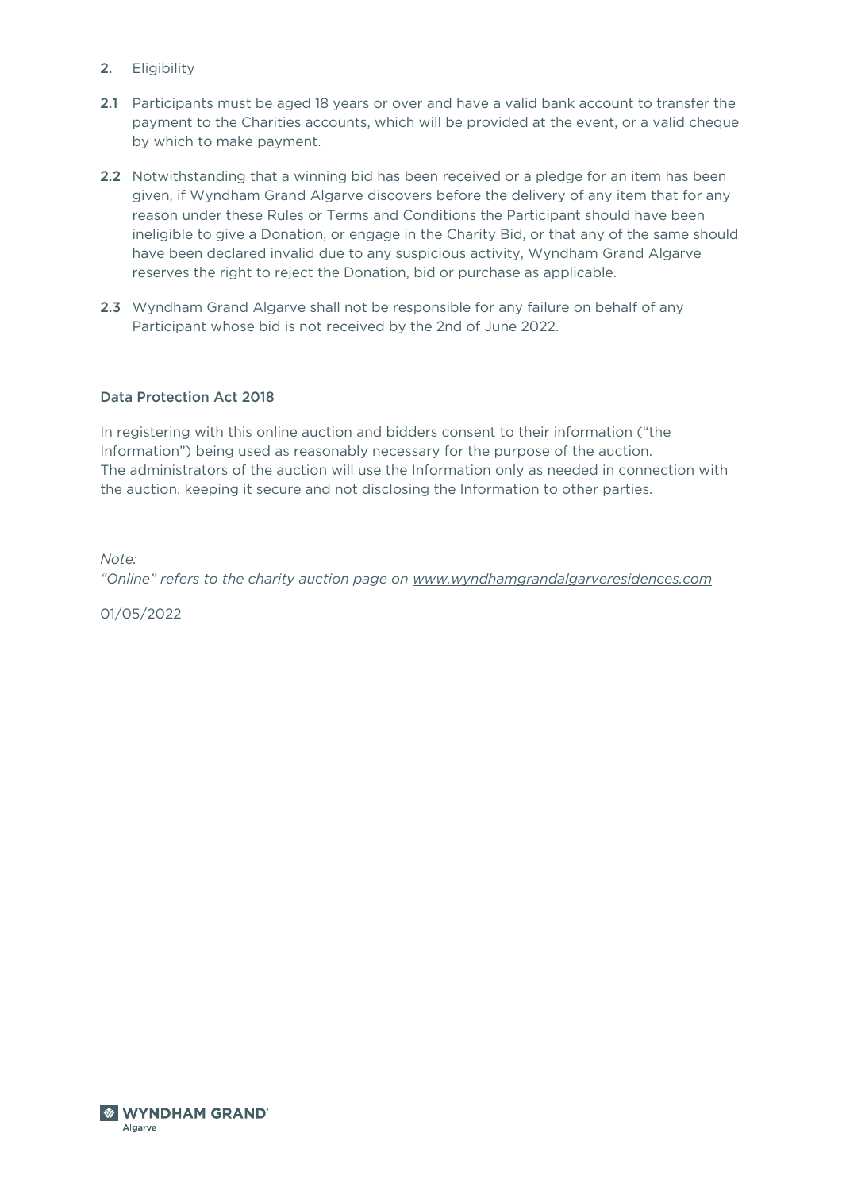**2.** Eligibility

**2.1** Participants must be aged 18 years or over and have a valid bank account to transfer the payment to the Charities accounts, which will be provided at the event, or a valid cheque by which to make payment.

**2.2** Notwithstanding that a winning bid has been received or a pledge for an item has been given, if Wyndham Grand Algarve discovers before the delivery of any item that for any reason under these Rules or Terms and Conditions the Participant should have been ineligible to give a Donation, or engage in the Charity Bid, or that any of the same should have been declared invalid due to any suspicious activity, Wyndham Grand Algarve reserves the right to reject the Donation, bid or purchase as applicable.

**2.3** Wyndham Grand Algarve shall not be responsible for any failure on behalf of any Participant whose bid is not received by the 2nd of June 2022.

## Data Protection Act 2018

In registering with this online auction and bidders consent to their information ("the Information") being used as reasonably necessary for the purpose of the auction.
The administrators of the auction will use the Information only as needed in connection with the auction, keeping it secure and not disclosing the Information to other parties.

*Note:*
*"Online" refers to the charity auction page on [www.wyndhamgrandalgarveresidences.com](http://www.wyndhamgrandalgarveresidences.com)*

01/05/2022